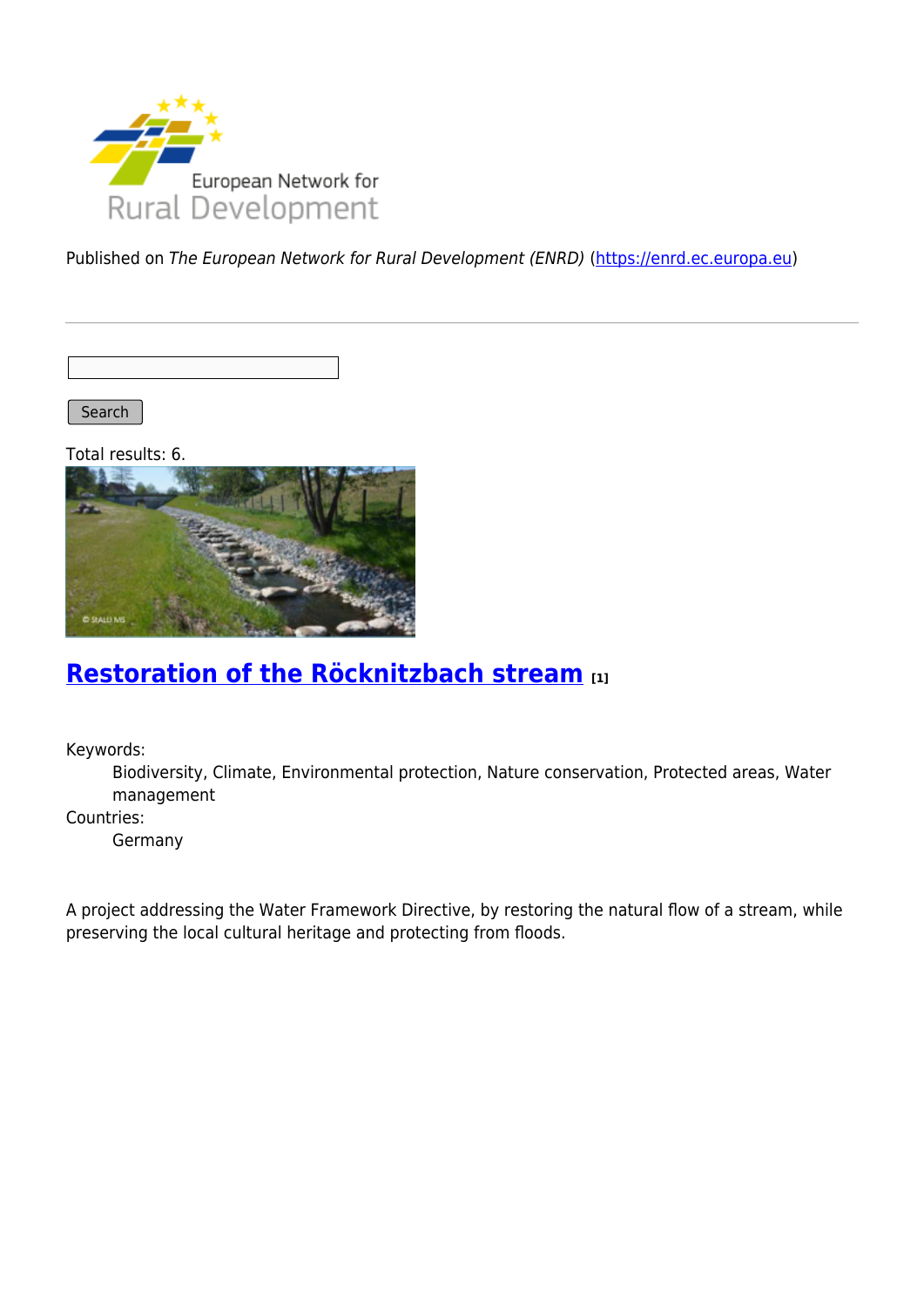European Network for Rural Development

Published on *The European Network for Rural Development (ENRD)* (https://enrd.ec.europa.eu)

Search

Total results: 6.

## Restoration of the Röcknitzbach stream [1]

Keywords:
: Biodiversity, Climate, Environmental protection, Nature conservation, Protected areas, Water management

Countries:
: Germany

A project addressing the Water Framework Directive, by restoring the natural flow of a stream, while preserving the local cultural heritage and protecting from floods.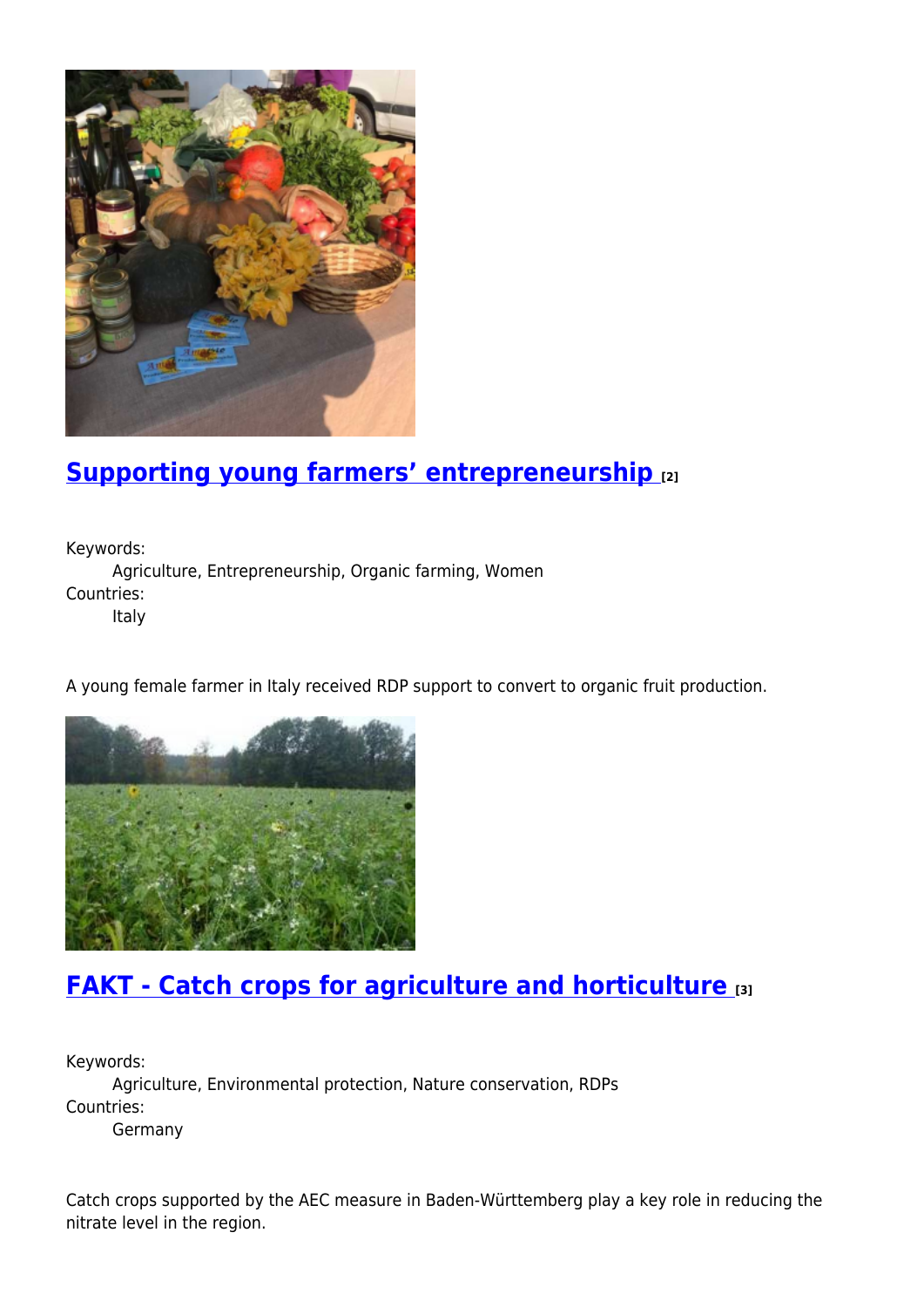## [Supporting young farmers’ entrepreneurship](#) [2]

Keywords:
  Agriculture, Entrepreneurship, Organic farming, Women
Countries:
  Italy

A young female farmer in Italy received RDP support to convert to organic fruit production.

## [FAKT - Catch crops for agriculture and horticulture](#) [3]

Keywords:
  Agriculture, Environmental protection, Nature conservation, RDPs
Countries:
  Germany

Catch crops supported by the AEC measure in Baden-Württemberg play a key role in reducing the nitrate level in the region.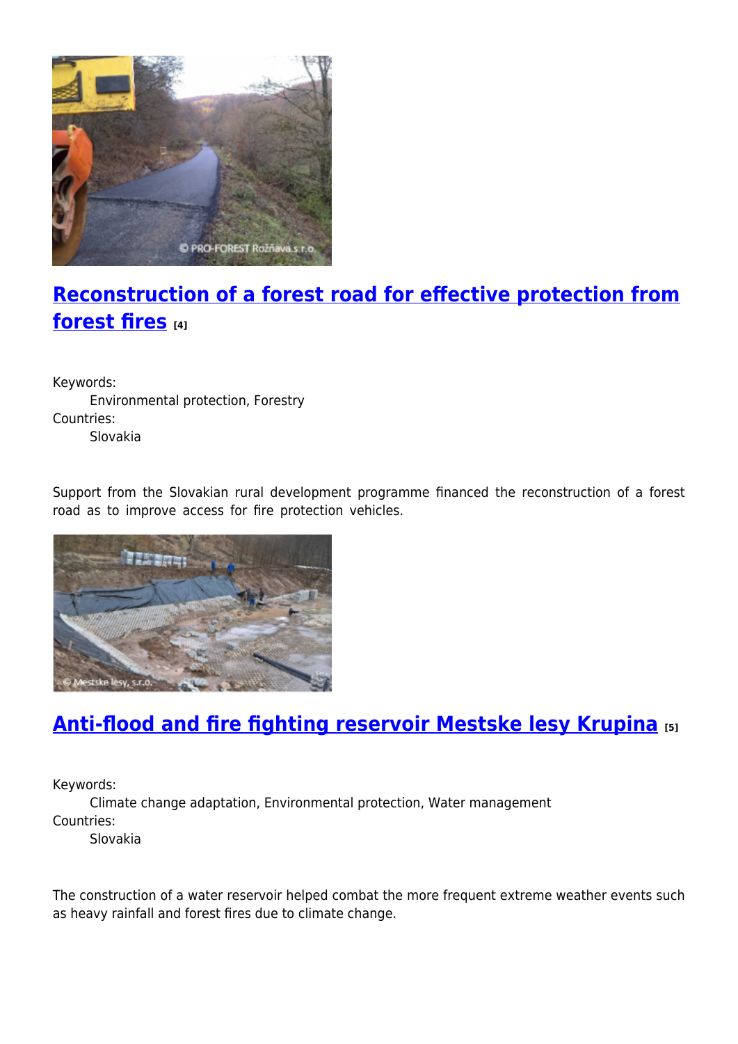## Reconstruction of a forest road for effective protection from forest fires [4]

Keywords:
: Environmental protection, Forestry

Countries:
: Slovakia

Support from the Slovakian rural development programme financed the reconstruction of a forest road as to improve access for fire protection vehicles.

## Anti-flood and fire fighting reservoir Mestske lesy Krupina [5]

Keywords:
: Climate change adaptation, Environmental protection, Water management

Countries:
: Slovakia

The construction of a water reservoir helped combat the more frequent extreme weather events such as heavy rainfall and forest fires due to climate change.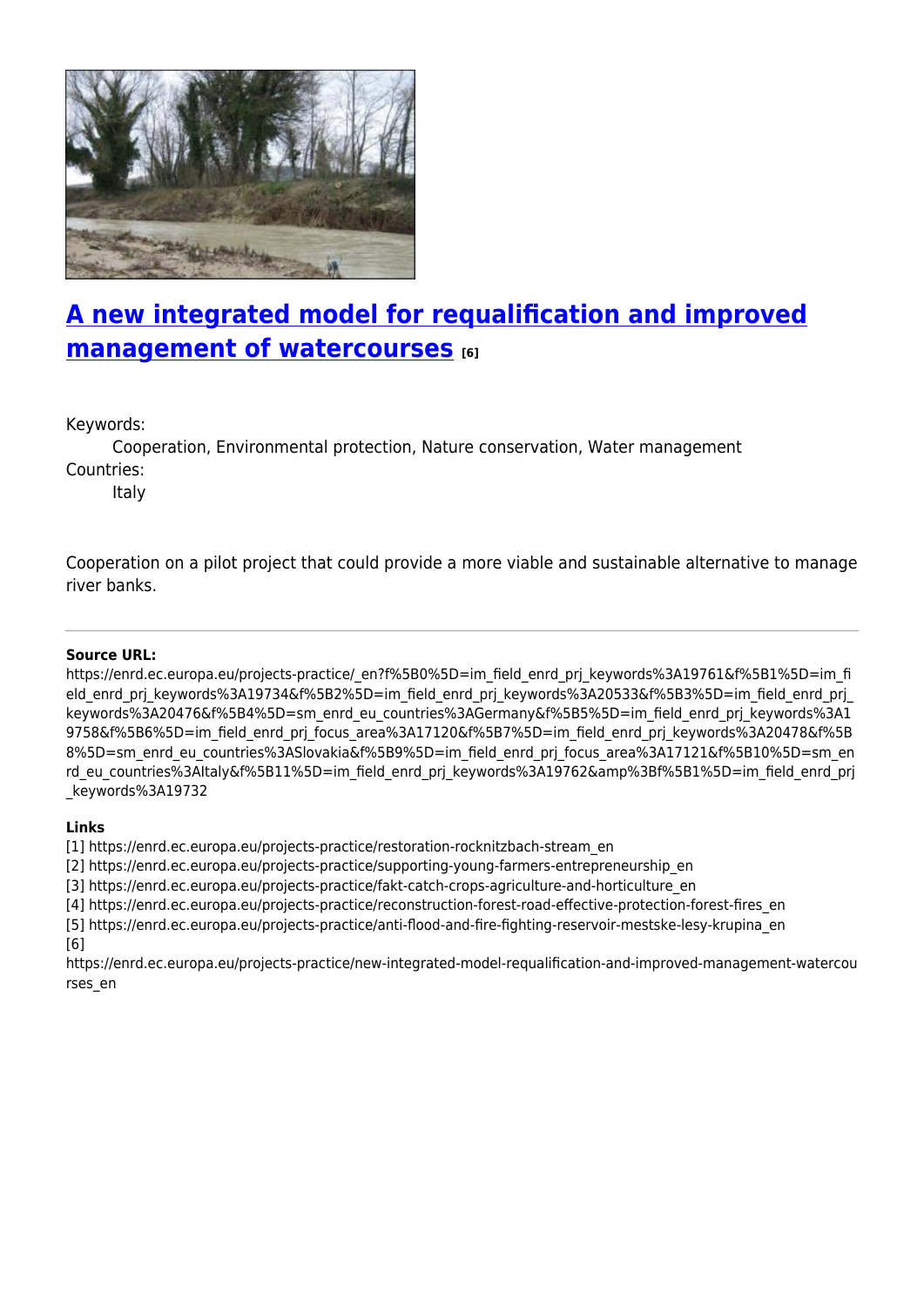## [A new integrated model for requalification and improved management of watercourses](https://enrd.ec.europa.eu/projects-practice/new-integrated-model-requalification-and-improved-management-watercourses_en) [6]

Keywords:
: Cooperation, Environmental protection, Nature conservation, Water management

Countries:
: Italy

Cooperation on a pilot project that could provide a more viable and sustainable alternative to manage river banks.

---

**Source URL:**
https://enrd.ec.europa.eu/projects-practice/_en?f%5B0%5D=im_field_enrd_prj_keywords%3A19761&f%5B1%5D=im_field_enrd_prj_keywords%3A19734&f%5B2%5D=im_field_enrd_prj_keywords%3A20533&f%5B3%5D=im_field_enrd_prj_keywords%3A20476&f%5B4%5D=sm_enrd_eu_countries%3AGermany&f%5B5%5D=im_field_enrd_prj_keywords%3A19758&f%5B6%5D=im_field_enrd_prj_focus_area%3A17120&f%5B7%5D=im_field_enrd_prj_keywords%3A20478&f%5B8%5D=sm_enrd_eu_countries%3ASlovakia&f%5B9%5D=im_field_enrd_prj_focus_area%3A17121&f%5B10%5D=sm_enrd_eu_countries%3AItaly&f%5B11%5D=im_field_enrd_prj_keywords%3A19762&amp%3Bf%5B1%5D=im_field_enrd_prj_keywords%3A19732

**Links**
[1] https://enrd.ec.europa.eu/projects-practice/restoration-rocknitzbach-stream_en
[2] https://enrd.ec.europa.eu/projects-practice/supporting-young-farmers-entrepreneurship_en
[3] https://enrd.ec.europa.eu/projects-practice/fakt-catch-crops-agriculture-and-horticulture_en
[4] https://enrd.ec.europa.eu/projects-practice/reconstruction-forest-road-effective-protection-forest-fires_en
[5] https://enrd.ec.europa.eu/projects-practice/anti-flood-and-fire-fighting-reservoir-mestske-lesy-krupina_en
[6] https://enrd.ec.europa.eu/projects-practice/new-integrated-model-requalification-and-improved-management-watercourses_en